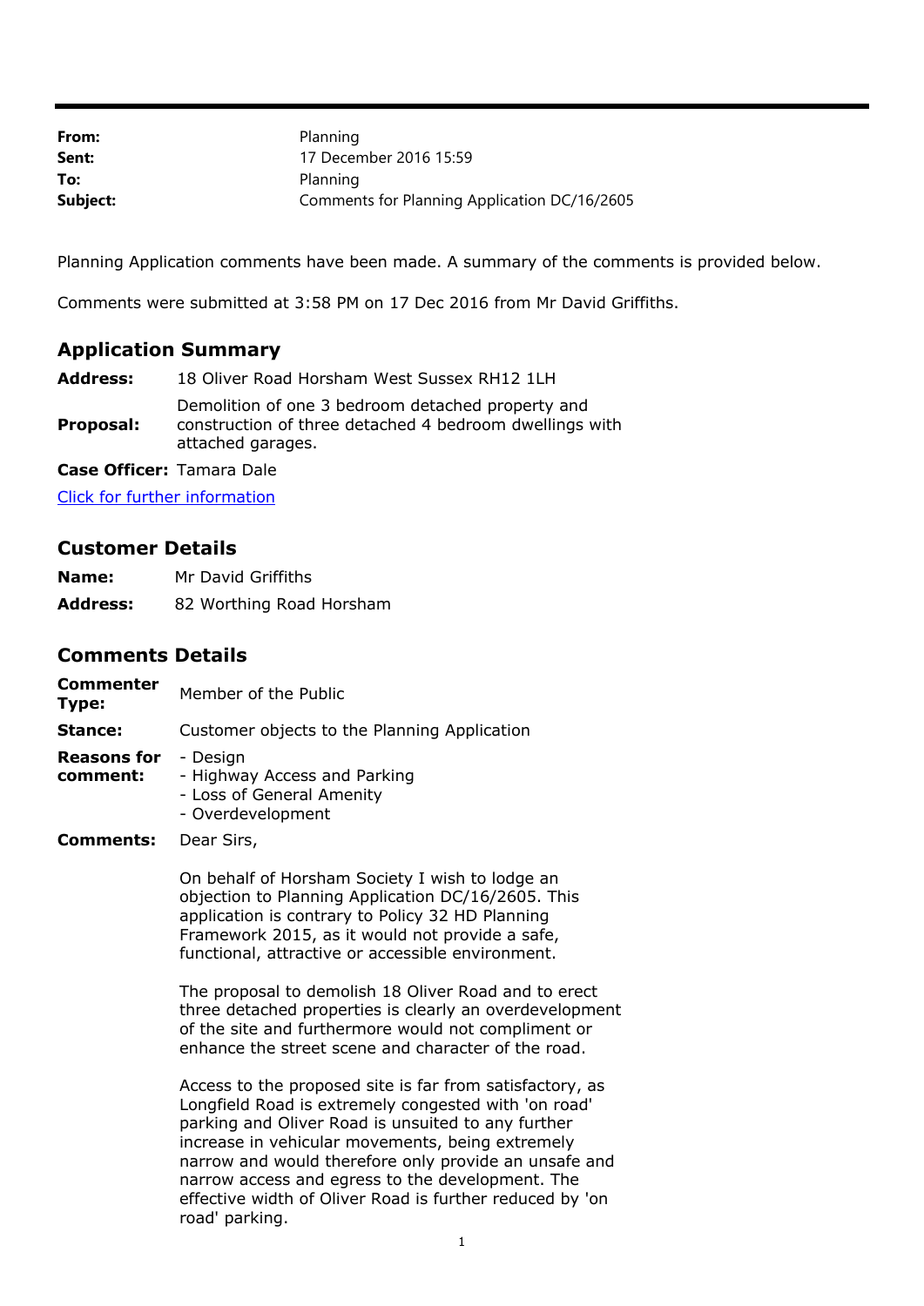| | |
|---|---|
| **From:** | Planning |
| **Sent:** | 17 December 2016 15:59 |
| **To:** | Planning |
| **Subject:** | Comments for Planning Application DC/16/2605 |

Planning Application comments have been made. A summary of the comments is provided below.

Comments were submitted at 3:58 PM on 17 Dec 2016 from Mr David Griffiths.

## Application Summary

| | |
|---|---|
| **Address:** | 18 Oliver Road Horsham West Sussex RH12 1LH |
| **Proposal:** | Demolition of one 3 bedroom detached property and construction of three detached 4 bedroom dwellings with attached garages. |
| **Case Officer:** | Tamara Dale |

[Click for further information]

## Customer Details

| | |
|---|---|
| **Name:** | Mr David Griffiths |
| **Address:** | 82 Worthing Road Horsham |

## Comments Details

| | |
|---|---|
| **Commenter Type:** | Member of the Public |
| **Stance:** | Customer objects to the Planning Application |
| **Reasons for comment:** | - Design<br>- Highway Access and Parking<br>- Loss of General Amenity<br>- Overdevelopment |

**Comments:** Dear Sirs,

On behalf of Horsham Society I wish to lodge an objection to Planning Application DC/16/2605. This application is contrary to Policy 32 HD Planning Framework 2015, as it would not provide a safe, functional, attractive or accessible environment.

The proposal to demolish 18 Oliver Road and to erect three detached properties is clearly an overdevelopment of the site and furthermore would not compliment or enhance the street scene and character of the road.

Access to the proposed site is far from satisfactory, as Longfield Road is extremely congested with 'on road' parking and Oliver Road is unsuited to any further increase in vehicular movements, being extremely narrow and would therefore only provide an unsafe and narrow access and egress to the development. The effective width of Oliver Road is further reduced by 'on road' parking.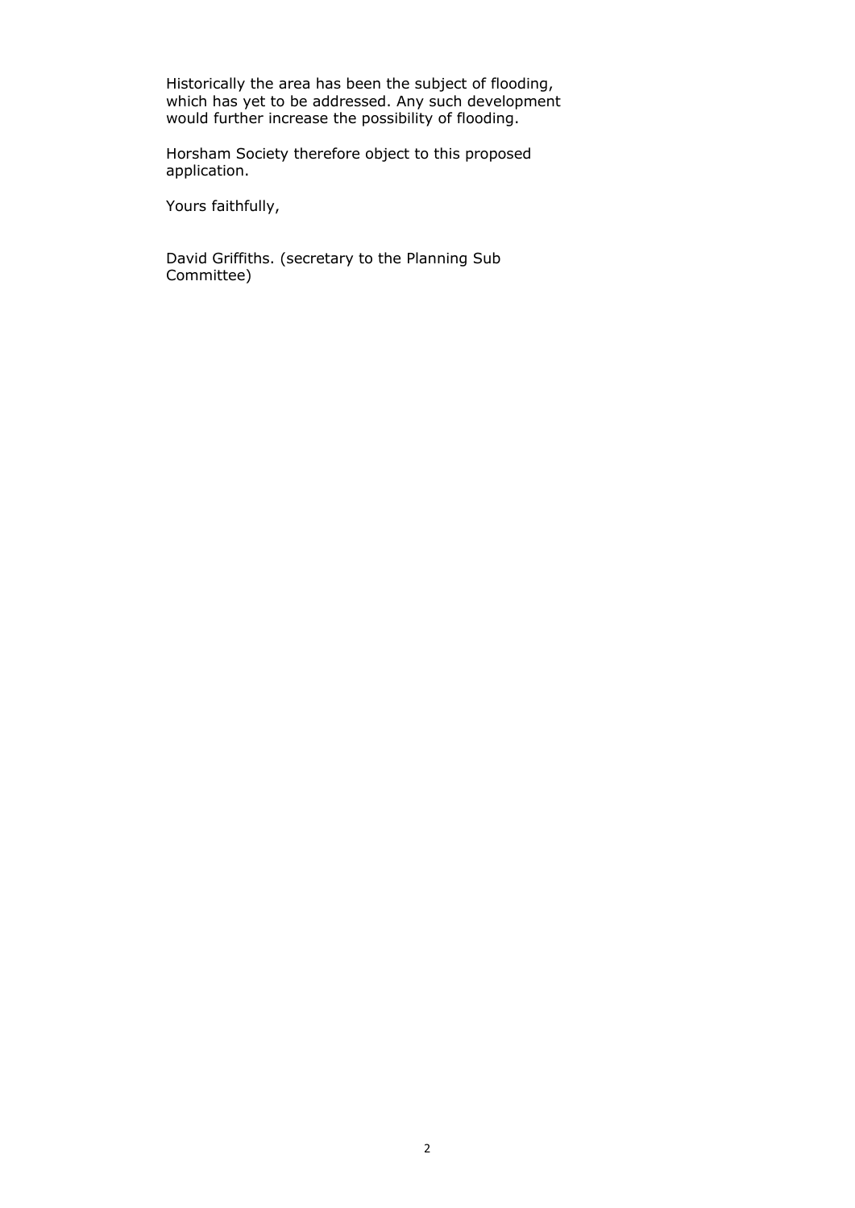Historically the area has been the subject of flooding, which has yet to be addressed. Any such development would further increase the possibility of flooding.

Horsham Society therefore object to this proposed application.

Yours faithfully,

David Griffiths. (secretary to the Planning Sub Committee)